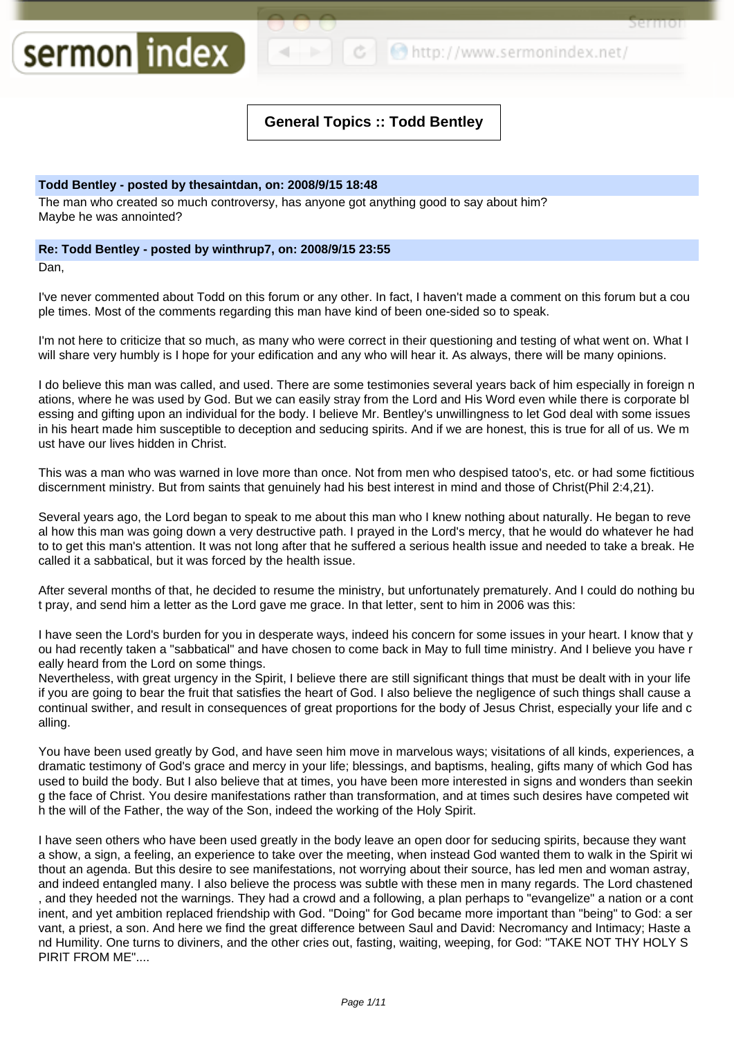# General Topics :: Todd Bentley

**Todd Bentley - posted by thesaintdan, on: 2008/9/15 18:48**

The man who created so much controversy, has anyone got anything good to say about him?
Maybe he was annointed?

**Re: Todd Bentley - posted by winthrup7, on: 2008/9/15 23:55**

Dan,

I've never commented about Todd on this forum or any other. In fact, I haven't made a comment on this forum but a couple times. Most of the comments regarding this man have kind of been one-sided so to speak.

I'm not here to criticize that so much, as many who were correct in their questioning and testing of what went on. What I will share very humbly is I hope for your edification and any who will hear it. As always, there will be many opinions.

I do believe this man was called, and used. There are some testimonies several years back of him especially in foreign nations, where he was used by God. But we can easily stray from the Lord and His Word even while there is corporate blessing and gifting upon an individual for the body. I believe Mr. Bentley's unwillingness to let God deal with some issues in his heart made him susceptible to deception and seducing spirits. And if we are honest, this is true for all of us. We must have our lives hidden in Christ.

This was a man who was warned in love more than once. Not from men who despised tatoo's, etc. or had some fictitious discernment ministry. But from saints that genuinely had his best interest in mind and those of Christ(Phil 2:4,21).

Several years ago, the Lord began to speak to me about this man who I knew nothing about naturally. He began to reveal how this man was going down a very destructive path. I prayed in the Lord's mercy, that he would do whatever he had to to get this man's attention. It was not long after that he suffered a serious health issue and needed to take a break. He called it a sabbatical, but it was forced by the health issue.

After several months of that, he decided to resume the ministry, but unfortunately prematurely. And I could do nothing but pray, and send him a letter as the Lord gave me grace. In that letter, sent to him in 2006 was this:

I have seen the Lord's burden for you in desperate ways, indeed his concern for some issues in your heart. I know that you had recently taken a "sabbatical" and have chosen to come back in May to full time ministry. And I believe you have really heard from the Lord on some things.
Nevertheless, with great urgency in the Spirit, I believe there are still significant things that must be dealt with in your life if you are going to bear the fruit that satisfies the heart of God. I also believe the negligence of such things shall cause a continual swither, and result in consequences of great proportions for the body of Jesus Christ, especially your life and calling.

You have been used greatly by God, and have seen him move in marvelous ways; visitations of all kinds, experiences, a dramatic testimony of God's grace and mercy in your life; blessings, and baptisms, healing, gifts many of which God has used to build the body. But I also believe that at times, you have been more interested in signs and wonders than seeking the face of Christ. You desire manifestations rather than transformation, and at times such desires have competed with the will of the Father, the way of the Son, indeed the working of the Holy Spirit.

I have seen others who have been used greatly in the body leave an open door for seducing spirits, because they want a show, a sign, a feeling, an experience to take over the meeting, when instead God wanted them to walk in the Spirit without an agenda. But this desire to see manifestations, not worrying about their source, has led men and woman astray, and indeed entangled many. I also believe the process was subtle with these men in many regards. The Lord chastened, and they heeded not the warnings. They had a crowd and a following, a plan perhaps to "evangelize" a nation or a continent, and yet ambition replaced friendship with God. "Doing" for God became more important than "being" to God: a servant, a priest, a son. And here we find the great difference between Saul and David: Necromancy and Intimacy; Haste and Humility. One turns to diviners, and the other cries out, fasting, waiting, weeping, for God: "TAKE NOT THY HOLY SPIRIT FROM ME"....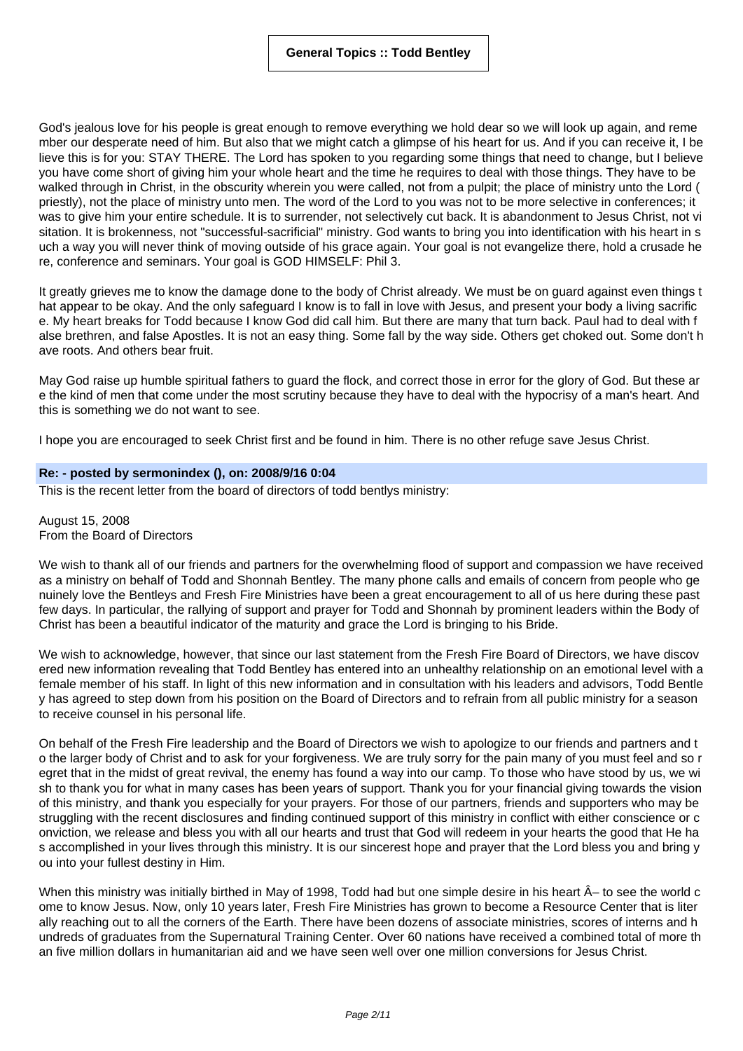God's jealous love for his people is great enough to remove everything we hold dear so we will look up again, and remember our desperate need of him. But also that we might catch a glimpse of his heart for us. And if you can receive it, I believe this is for you: STAY THERE. The Lord has spoken to you regarding some things that need to change, but I believe you have come short of giving him your whole heart and the time he requires to deal with those things. They have to be walked through in Christ, in the obscurity wherein you were called, not from a pulpit; the place of ministry unto the Lord (priestly), not the place of ministry unto men. The word of the Lord to you was not to be more selective in conferences; it was to give him your entire schedule. It is to surrender, not selectively cut back. It is abandonment to Jesus Christ, not visitation. It is brokenness, not "successful-sacrificial" ministry. God wants to bring you into identification with his heart in such a way you will never think of moving outside of his grace again. Your goal is not evangelize there, hold a crusade here, conference and seminars. Your goal is GOD HIMSELF: Phil 3.

It greatly grieves me to know the damage done to the body of Christ already. We must be on guard against even things that appear to be okay. And the only safeguard I know is to fall in love with Jesus, and present your body a living sacrifice. My heart breaks for Todd because I know God did call him. But there are many that turn back. Paul had to deal with false brethren, and false Apostles. It is not an easy thing. Some fall by the way side. Others get choked out. Some don't have roots. And others bear fruit.

May God raise up humble spiritual fathers to guard the flock, and correct those in error for the glory of God. But these are the kind of men that come under the most scrutiny because they have to deal with the hypocrisy of a man's heart. And this is something we do not want to see.

I hope you are encouraged to seek Christ first and be found in him. There is no other refuge save Jesus Christ.

**Re: - posted by sermonindex (), on: 2008/9/16 0:04**

This is the recent letter from the board of directors of todd bentlys ministry:

August 15, 2008
From the Board of Directors

We wish to thank all of our friends and partners for the overwhelming flood of support and compassion we have received as a ministry on behalf of Todd and Shonnah Bentley. The many phone calls and emails of concern from people who genuinely love the Bentleys and Fresh Fire Ministries have been a great encouragement to all of us here during these past few days. In particular, the rallying of support and prayer for Todd and Shonnah by prominent leaders within the Body of Christ has been a beautiful indicator of the maturity and grace the Lord is bringing to his Bride.

We wish to acknowledge, however, that since our last statement from the Fresh Fire Board of Directors, we have discovered new information revealing that Todd Bentley has entered into an unhealthy relationship on an emotional level with a female member of his staff. In light of this new information and in consultation with his leaders and advisors, Todd Bentley has agreed to step down from his position on the Board of Directors and to refrain from all public ministry for a season to receive counsel in his personal life.

On behalf of the Fresh Fire leadership and the Board of Directors we wish to apologize to our friends and partners and to the larger body of Christ and to ask for your forgiveness. We are truly sorry for the pain many of you must feel and so regret that in the midst of great revival, the enemy has found a way into our camp. To those who have stood by us, we wish to thank you for what in many cases has been years of support. Thank you for your financial giving towards the vision of this ministry, and thank you especially for your prayers. For those of our partners, friends and supporters who may be struggling with the recent disclosures and finding continued support of this ministry in conflict with either conscience or conviction, we release and bless you with all our hearts and trust that God will redeem in your hearts the good that He has accomplished in your lives through this ministry. It is our sincerest hope and prayer that the Lord bless you and bring you into your fullest destiny in Him.

When this ministry was initially birthed in May of 1998, Todd had but one simple desire in his heart Â– to see the world come to know Jesus. Now, only 10 years later, Fresh Fire Ministries has grown to become a Resource Center that is literally reaching out to all the corners of the Earth. There have been dozens of associate ministries, scores of interns and hundreds of graduates from the Supernatural Training Center. Over 60 nations have received a combined total of more than five million dollars in humanitarian aid and we have seen well over one million conversions for Jesus Christ.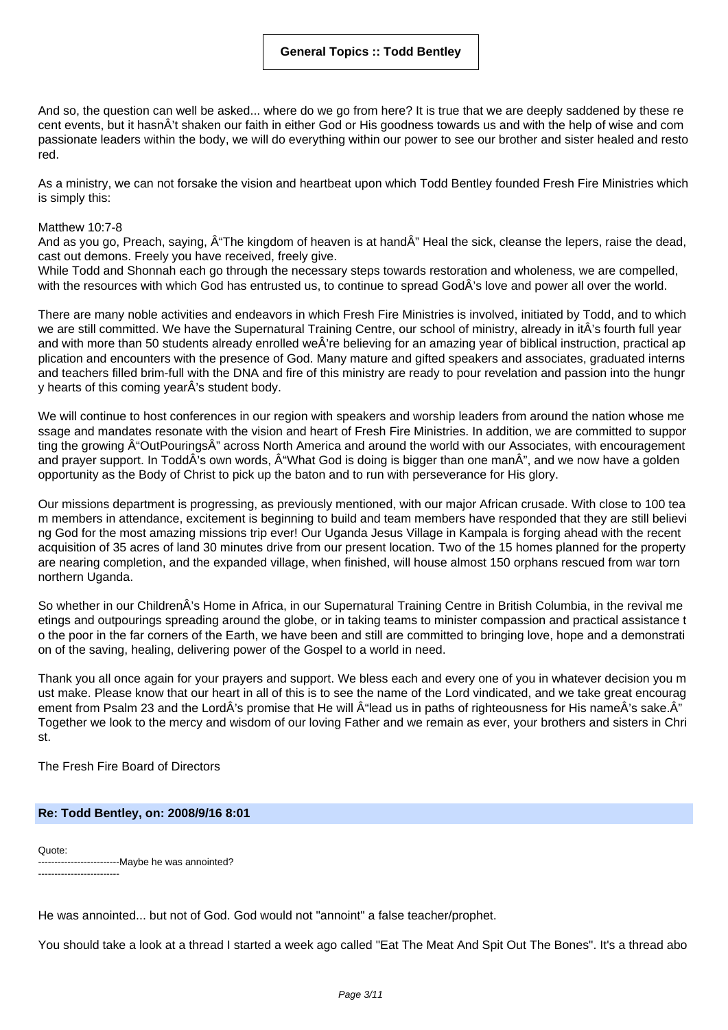And so, the question can well be asked... where do we go from here? It is true that we are deeply saddened by these recent events, but it hasnÂ't shaken our faith in either God or His goodness towards us and with the help of wise and compassionate leaders within the body, we will do everything within our power to see our brother and sister healed and restored.

As a ministry, we can not forsake the vision and heartbeat upon which Todd Bentley founded Fresh Fire Ministries which is simply this:

Matthew 10:7-8
And as you go, Preach, saying, Â"The kingdom of heaven is at handÂ" Heal the sick, cleanse the lepers, raise the dead, cast out demons. Freely you have received, freely give.
While Todd and Shonnah each go through the necessary steps towards restoration and wholeness, we are compelled, with the resources with which God has entrusted us, to continue to spread GodÂ's love and power all over the world.

There are many noble activities and endeavors in which Fresh Fire Ministries is involved, initiated by Todd, and to which we are still committed. We have the Supernatural Training Centre, our school of ministry, already in itÂ's fourth full year and with more than 50 students already enrolled weÂ're believing for an amazing year of biblical instruction, practical application and encounters with the presence of God. Many mature and gifted speakers and associates, graduated interns and teachers filled brim-full with the DNA and fire of this ministry are ready to pour revelation and passion into the hungry hearts of this coming yearÂ's student body.

We will continue to host conferences in our region with speakers and worship leaders from around the nation whose message and mandates resonate with the vision and heart of Fresh Fire Ministries. In addition, we are committed to supporting the growing Â"OutPouringsÂ" across North America and around the world with our Associates, with encouragement and prayer support. In ToddÂ's own words, Â"What God is doing is bigger than one manÂ", and we now have a golden opportunity as the Body of Christ to pick up the baton and to run with perseverance for His glory.

Our missions department is progressing, as previously mentioned, with our major African crusade. With close to 100 team members in attendance, excitement is beginning to build and team members have responded that they are still believing God for the most amazing missions trip ever! Our Uganda Jesus Village in Kampala is forging ahead with the recent acquisition of 35 acres of land 30 minutes drive from our present location. Two of the 15 homes planned for the property are nearing completion, and the expanded village, when finished, will house almost 150 orphans rescued from war torn northern Uganda.

So whether in our ChildrenÂ's Home in Africa, in our Supernatural Training Centre in British Columbia, in the revival meetings and outpourings spreading around the globe, or in taking teams to minister compassion and practical assistance to the poor in the far corners of the Earth, we have been and still are committed to bringing love, hope and a demonstration of the saving, healing, delivering power of the Gospel to a world in need.

Thank you all once again for your prayers and support. We bless each and every one of you in whatever decision you must make. Please know that our heart in all of this is to see the name of the Lord vindicated, and we take great encouragement from Psalm 23 and the LordÂ's promise that He will Â"lead us in paths of righteousness for His nameÂ's sake.Â"
Together we look to the mercy and wisdom of our loving Father and we remain as ever, your brothers and sisters in Christ.

The Fresh Fire Board of Directors

**Re: Todd Bentley, on: 2008/9/16 8:01**

Quote:
-------------------------Maybe he was annointed?
-------------------------

He was annointed... but not of God. God would not "annoint" a false teacher/prophet.

You should take a look at a thread I started a week ago called "Eat The Meat And Spit Out The Bones". It's a thread abo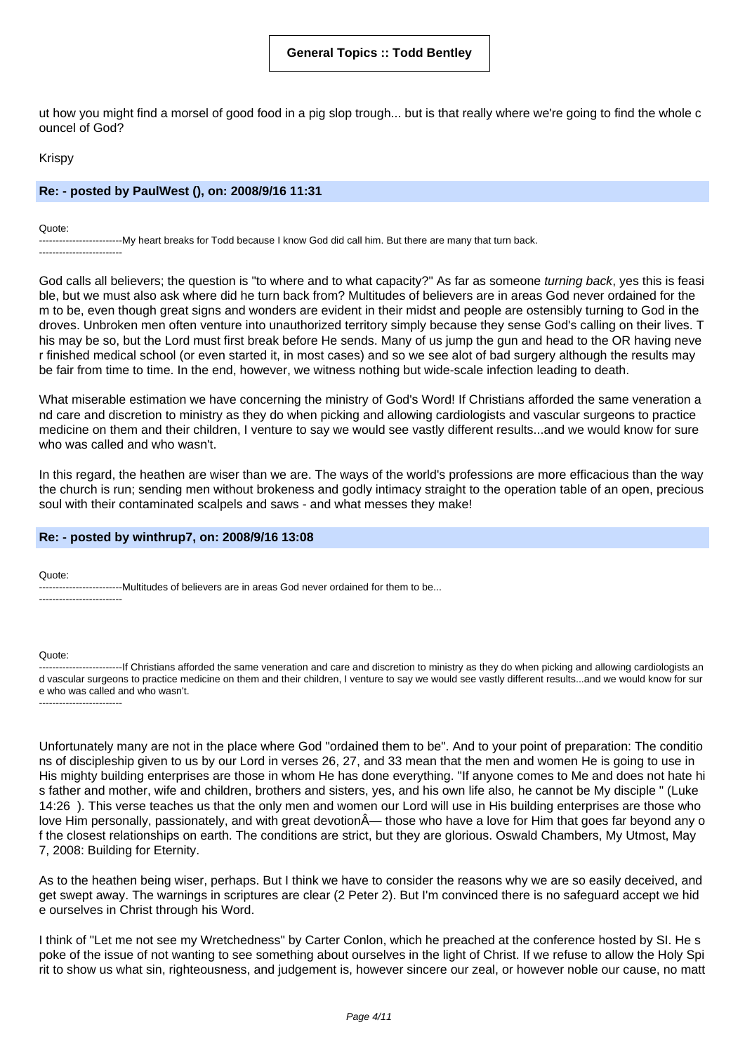ut how you might find a morsel of good food in a pig slop trough... but is that really where we're going to find the whole councel of God?

Krispy

**Re: - posted by PaulWest (), on: 2008/9/16 11:31**

Quote:
-------------------------My heart breaks for Todd because I know God did call him. But there are many that turn back.
-------------------------

God calls all believers; the question is "to where and to what capacity?" As far as someone *turning back*, yes this is feasible, but we must also ask where did he turn back from? Multitudes of believers are in areas God never ordained for them to be, even though great signs and wonders are evident in their midst and people are ostensibly turning to God in the droves. Unbroken men often venture into unauthorized territory simply because they sense God's calling on their lives. This may be so, but the Lord must first break before He sends. Many of us jump the gun and head to the OR having never finished medical school (or even started it, in most cases) and so we see alot of bad surgery although the results may be fair from time to time. In the end, however, we witness nothing but wide-scale infection leading to death.

What miserable estimation we have concerning the ministry of God's Word! If Christians afforded the same veneration and care and discretion to ministry as they do when picking and allowing cardiologists and vascular surgeons to practice medicine on them and their children, I venture to say we would see vastly different results...and we would know for sure who was called and who wasn't.

In this regard, the heathen are wiser than we are. The ways of the world's professions are more efficacious than the way the church is run; sending men without brokeness and godly intimacy straight to the operation table of an open, precious soul with their contaminated scalpels and saws - and what messes they make!

**Re: - posted by winthrup7, on: 2008/9/16 13:08**

Quote:
-------------------------Multitudes of believers are in areas God never ordained for them to be...
-------------------------

Quote:
-------------------------If Christians afforded the same veneration and care and discretion to ministry as they do when picking and allowing cardiologists and vascular surgeons to practice medicine on them and their children, I venture to say we would see vastly different results...and we would know for sure who was called and who wasn't.
-------------------------

Unfortunately many are not in the place where God "ordained them to be". And to your point of preparation: The conditions of discipleship given to us by our Lord in verses 26, 27, and 33 mean that the men and women He is going to use in His mighty building enterprises are those in whom He has done everything. "If anyone comes to Me and does not hate his father and mother, wife and children, brothers and sisters, yes, and his own life also, he cannot be My disciple " (Luke 14:26 ). This verse teaches us that the only men and women our Lord will use in His building enterprises are those who love Him personally, passionately, and with great devotionÂ— those who have a love for Him that goes far beyond any of the closest relationships on earth. The conditions are strict, but they are glorious. Oswald Chambers, My Utmost, May 7, 2008: Building for Eternity.

As to the heathen being wiser, perhaps. But I think we have to consider the reasons why we are so easily deceived, and get swept away. The warnings in scriptures are clear (2 Peter 2). But I'm convinced there is no safeguard accept we hide ourselves in Christ through his Word.

I think of "Let me not see my Wretchedness" by Carter Conlon, which he preached at the conference hosted by SI. He spoke of the issue of not wanting to see something about ourselves in the light of Christ. If we refuse to allow the Holy Spirit to show us what sin, righteousness, and judgement is, however sincere our zeal, or however noble our cause, no matt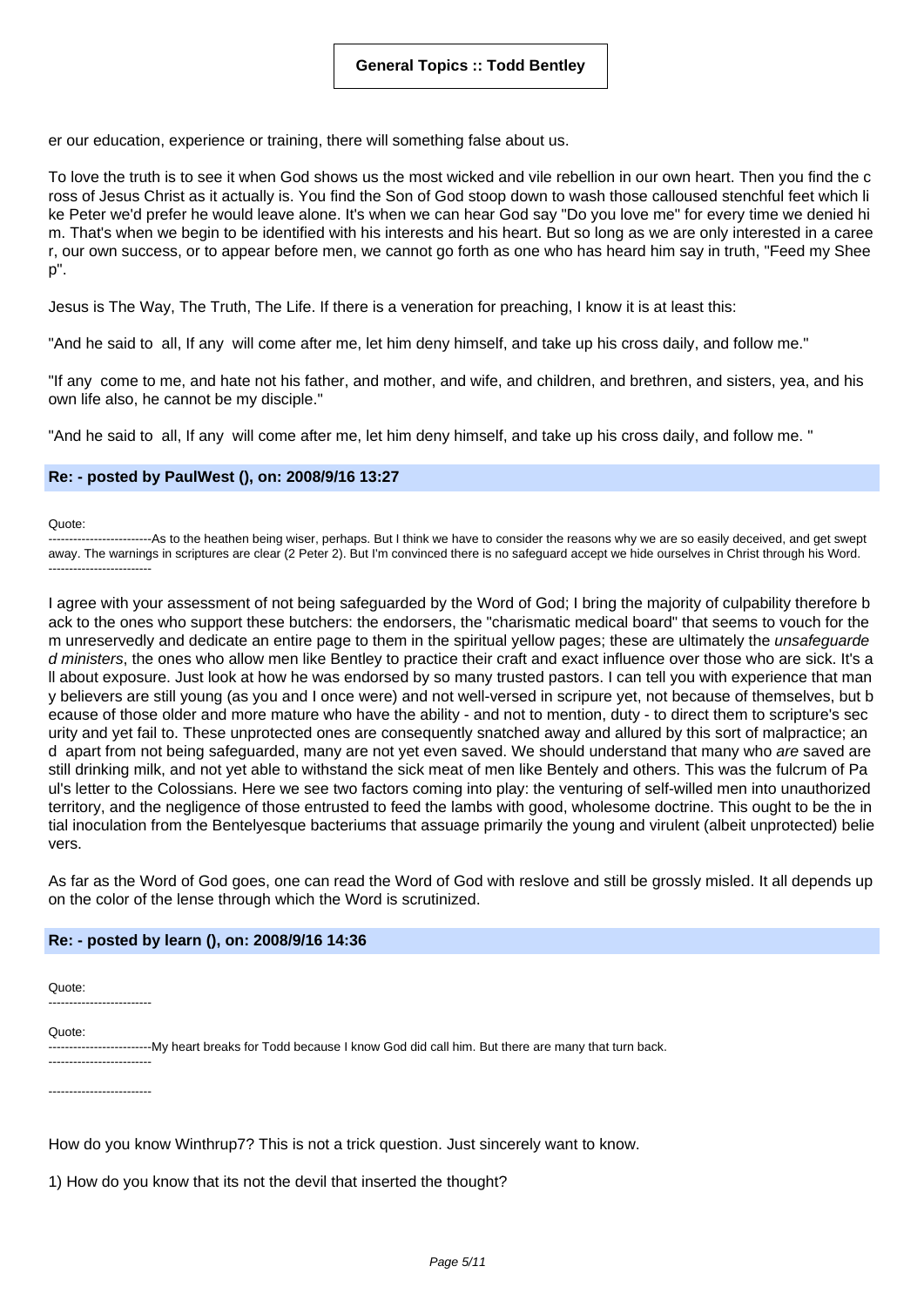er our education, experience or training, there will something false about us.

To love the truth is to see it when God shows us the most wicked and vile rebellion in our own heart. Then you find the cross of Jesus Christ as it actually is. You find the Son of God stoop down to wash those calloused stenchful feet which like Peter we'd prefer he would leave alone. It's when we can hear God say "Do you love me" for every time we denied him. That's when we begin to be identified with his interests and his heart. But so long as we are only interested in a career, our own success, or to appear before men, we cannot go forth as one who has heard him say in truth, "Feed my Sheep".

Jesus is The Way, The Truth, The Life. If there is a veneration for preaching, I know it is at least this:

"And he said to  all, If any  will come after me, let him deny himself, and take up his cross daily, and follow me."

"If any  come to me, and hate not his father, and mother, and wife, and children, and brethren, and sisters, yea, and his own life also, he cannot be my disciple."

"And he said to  all, If any  will come after me, let him deny himself, and take up his cross daily, and follow me. "

### Re: - posted by PaulWest (), on: 2008/9/16 13:27

Quote:
-------------------------As to the heathen being wiser, perhaps. But I think we have to consider the reasons why we are so easily deceived, and get swept away. The warnings in scriptures are clear (2 Peter 2). But I'm convinced there is no safeguard accept we hide ourselves in Christ through his Word.
-------------------------

I agree with your assessment of not being safeguarded by the Word of God; I bring the majority of culpability therefore back to the ones who support these butchers: the endorsers, the "charismatic medical board" that seems to vouch for them unreservedly and dedicate an entire page to them in the spiritual yellow pages; these are ultimately the *unsafeguarded ministers*, the ones who allow men like Bentley to practice their craft and exact influence over those who are sick. It's all about exposure. Just look at how he was endorsed by so many trusted pastors. I can tell you with experience that many believers are still young (as you and I once were) and not well-versed in scripure yet, not because of themselves, but because of those older and more mature who have the ability - and not to mention, duty - to direct them to scripture's security and yet fail to. These unprotected ones are consequently snatched away and allured by this sort of malpractice; and  apart from not being safeguarded, many are not yet even saved. We should understand that many who *are* saved are still drinking milk, and not yet able to withstand the sick meat of men like Bentely and others. This was the fulcrum of Paul's letter to the Colossians. Here we see two factors coming into play: the venturing of self-willed men into unauthorized territory, and the negligence of those entrusted to feed the lambs with good, wholesome doctrine. This ought to be the intial inoculation from the Bentelyesque bacteriums that assuage primarily the young and virulent (albeit unprotected) believers.

As far as the Word of God goes, one can read the Word of God with reslove and still be grossly misled. It all depends upon the color of the lense through which the Word is scrutinized.

### Re: - posted by learn (), on: 2008/9/16 14:36

Quote:
-------------------------

Quote:
-------------------------My heart breaks for Todd because I know God did call him. But there are many that turn back.
-------------------------

-------------------------

How do you know Winthrup7? This is not a trick question. Just sincerely want to know.

1) How do you know that its not the devil that inserted the thought?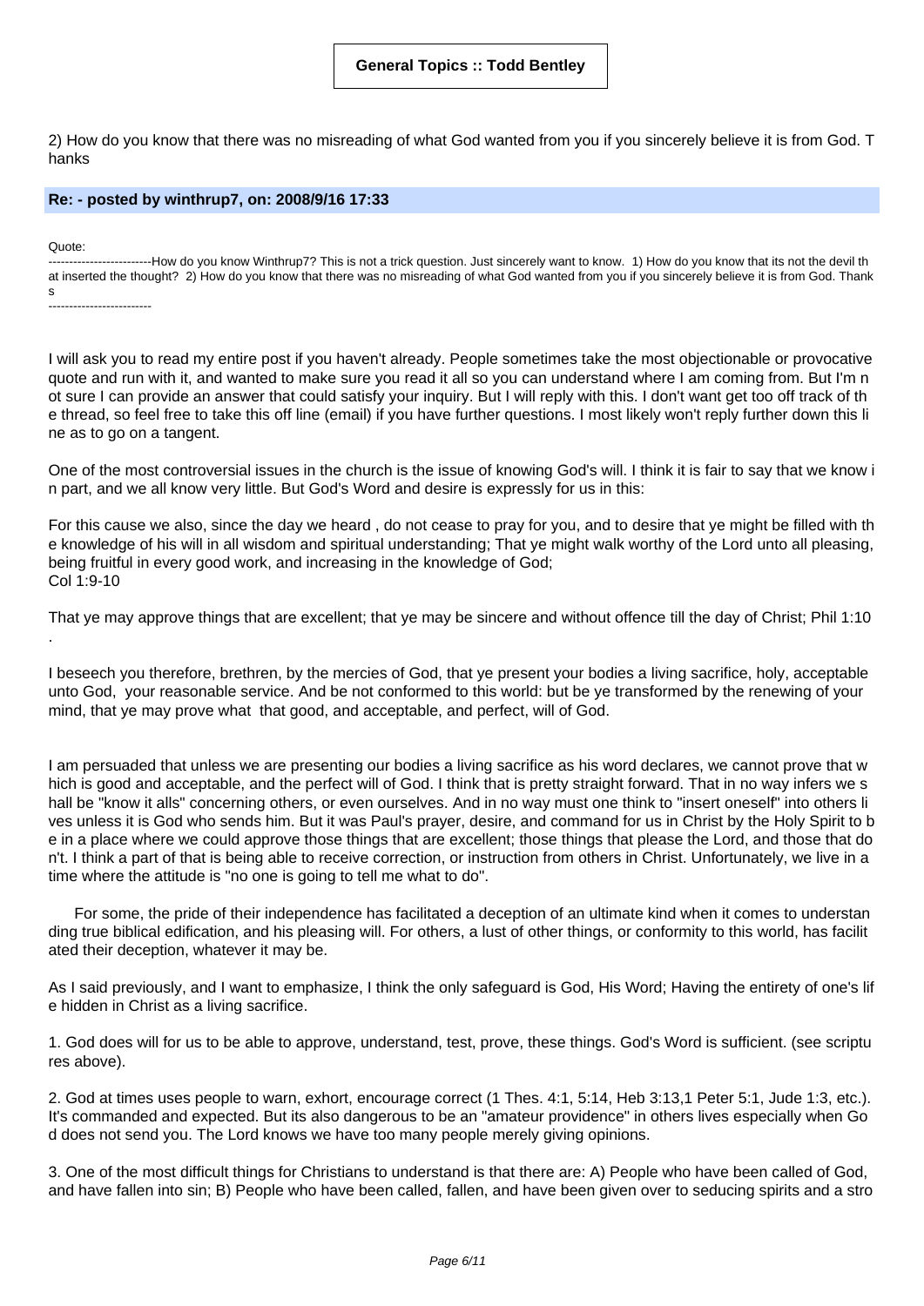**General Topics :: Todd Bentley**

2) How do you know that there was no misreading of what God wanted from you if you sincerely believe it is from God. Thanks

**Re: - posted by winthrup7, on: 2008/9/16 17:33**

Quote:
-------------------------How do you know Winthrup7? This is not a trick question. Just sincerely want to know. 1) How do you know that its not the devil that inserted the thought? 2) How do you know that there was no misreading of what God wanted from you if you sincerely believe it is from God. Thanks
-------------------------

I will ask you to read my entire post if you haven't already. People sometimes take the most objectionable or provocative quote and run with it, and wanted to make sure you read it all so you can understand where I am coming from. But I'm not sure I can provide an answer that could satisfy your inquiry. But I will reply with this. I don't want get too off track of the thread, so feel free to take this off line (email) if you have further questions. I most likely won't reply further down this line as to go on a tangent.

One of the most controversial issues in the church is the issue of knowing God's will. I think it is fair to say that we know in part, and we all know very little. But God's Word and desire is expressly for us in this:

For this cause we also, since the day we heard , do not cease to pray for you, and to desire that ye might be filled with the knowledge of his will in all wisdom and spiritual understanding; That ye might walk worthy of the Lord unto all pleasing, being fruitful in every good work, and increasing in the knowledge of God;
Col 1:9-10

That ye may approve things that are excellent; that ye may be sincere and without offence till the day of Christ; Phil 1:10
.

I beseech you therefore, brethren, by the mercies of God, that ye present your bodies a living sacrifice, holy, acceptable unto God, your reasonable service. And be not conformed to this world: but be ye transformed by the renewing of your mind, that ye may prove what that good, and acceptable, and perfect, will of God.

I am persuaded that unless we are presenting our bodies a living sacrifice as his word declares, we cannot prove that which is good and acceptable, and the perfect will of God. I think that is pretty straight forward. That in no way infers we shall be "know it alls" concerning others, or even ourselves. And in no way must one think to "insert oneself" into others lives unless it is God who sends him. But it was Paul's prayer, desire, and command for us in Christ by the Holy Spirit to be in a place where we could approve those things that are excellent; those things that please the Lord, and those that don't. I think a part of that is being able to receive correction, or instruction from others in Christ. Unfortunately, we live in a time where the attitude is "no one is going to tell me what to do".

For some, the pride of their independence has facilitated a deception of an ultimate kind when it comes to understanding true biblical edification, and his pleasing will. For others, a lust of other things, or conformity to this world, has facilitated their deception, whatever it may be.

As I said previously, and I want to emphasize, I think the only safeguard is God, His Word; Having the entirety of one's life hidden in Christ as a living sacrifice.

1. God does will for us to be able to approve, understand, test, prove, these things. God's Word is sufficient. (see scriptures above).

2. God at times uses people to warn, exhort, encourage correct (1 Thes. 4:1, 5:14, Heb 3:13,1 Peter 5:1, Jude 1:3, etc.). It's commanded and expected. But its also dangerous to be an "amateur providence" in others lives especially when God does not send you. The Lord knows we have too many people merely giving opinions.

3. One of the most difficult things for Christians to understand is that there are: A) People who have been called of God, and have fallen into sin; B) People who have been called, fallen, and have been given over to seducing spirits and a stro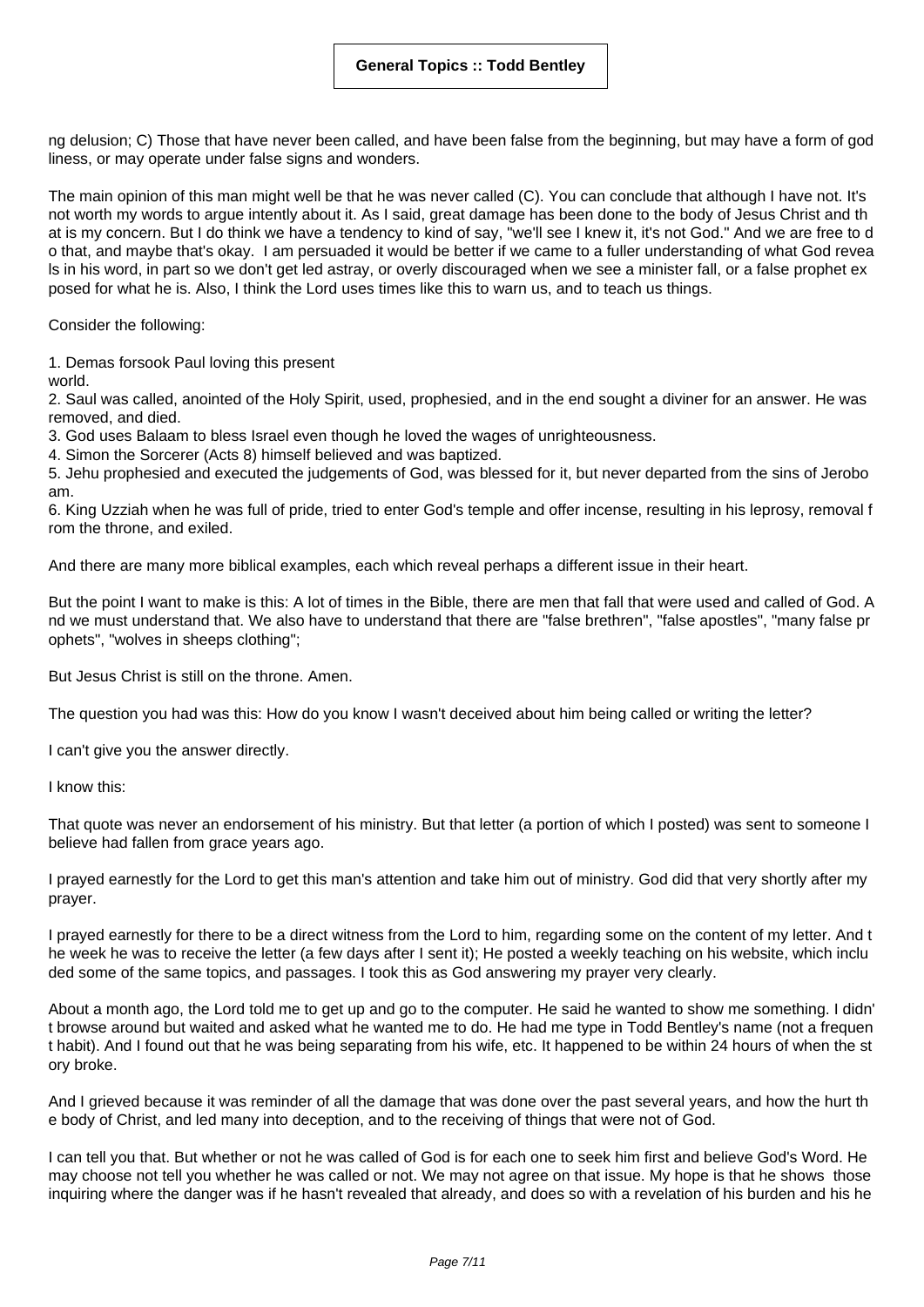ng delusion; C) Those that have never been called, and have been false from the beginning, but may have a form of godliness, or may operate under false signs and wonders.

The main opinion of this man might well be that he was never called (C). You can conclude that although I have not. It's not worth my words to argue intently about it. As I said, great damage has been done to the body of Jesus Christ and that is my concern. But I do think we have a tendency to kind of say, "we'll see I knew it, it's not God." And we are free to do that, and maybe that's okay. I am persuaded it would be better if we came to a fuller understanding of what God reveals in his word, in part so we don't get led astray, or overly discouraged when we see a minister fall, or a false prophet exposed for what he is. Also, I think the Lord uses times like this to warn us, and to teach us things.

Consider the following:

1. Demas forsook Paul loving this present world.
2. Saul was called, anointed of the Holy Spirit, used, prophesied, and in the end sought a diviner for an answer. He was removed, and died.
3. God uses Balaam to bless Israel even though he loved the wages of unrighteousness.
4. Simon the Sorcerer (Acts 8) himself believed and was baptized.
5. Jehu prophesied and executed the judgements of God, was blessed for it, but never departed from the sins of Jeroboam.
6. King Uzziah when he was full of pride, tried to enter God's temple and offer incense, resulting in his leprosy, removal from the throne, and exiled.

And there are many more biblical examples, each which reveal perhaps a different issue in their heart.

But the point I want to make is this: A lot of times in the Bible, there are men that fall that were used and called of God. And we must understand that. We also have to understand that there are "false brethren", "false apostles", "many false prophets", "wolves in sheeps clothing";

But Jesus Christ is still on the throne. Amen.

The question you had was this: How do you know I wasn't deceived about him being called or writing the letter?

I can't give you the answer directly.

I know this:

That quote was never an endorsement of his ministry. But that letter (a portion of which I posted) was sent to someone I believe had fallen from grace years ago.

I prayed earnestly for the Lord to get this man's attention and take him out of ministry. God did that very shortly after my prayer.

I prayed earnestly for there to be a direct witness from the Lord to him, regarding some on the content of my letter. And the week he was to receive the letter (a few days after I sent it); He posted a weekly teaching on his website, which included some of the same topics, and passages. I took this as God answering my prayer very clearly.

About a month ago, the Lord told me to get up and go to the computer. He said he wanted to show me something. I didn't browse around but waited and asked what he wanted me to do. He had me type in Todd Bentley's name (not a frequent habit). And I found out that he was being separating from his wife, etc. It happened to be within 24 hours of when the story broke.

And I grieved because it was reminder of all the damage that was done over the past several years, and how the hurt the body of Christ, and led many into deception, and to the receiving of things that were not of God.

I can tell you that. But whether or not he was called of God is for each one to seek him first and believe God's Word. He may choose not tell you whether he was called or not. We may not agree on that issue. My hope is that he shows those inquiring where the danger was if he hasn't revealed that already, and does so with a revelation of his burden and his he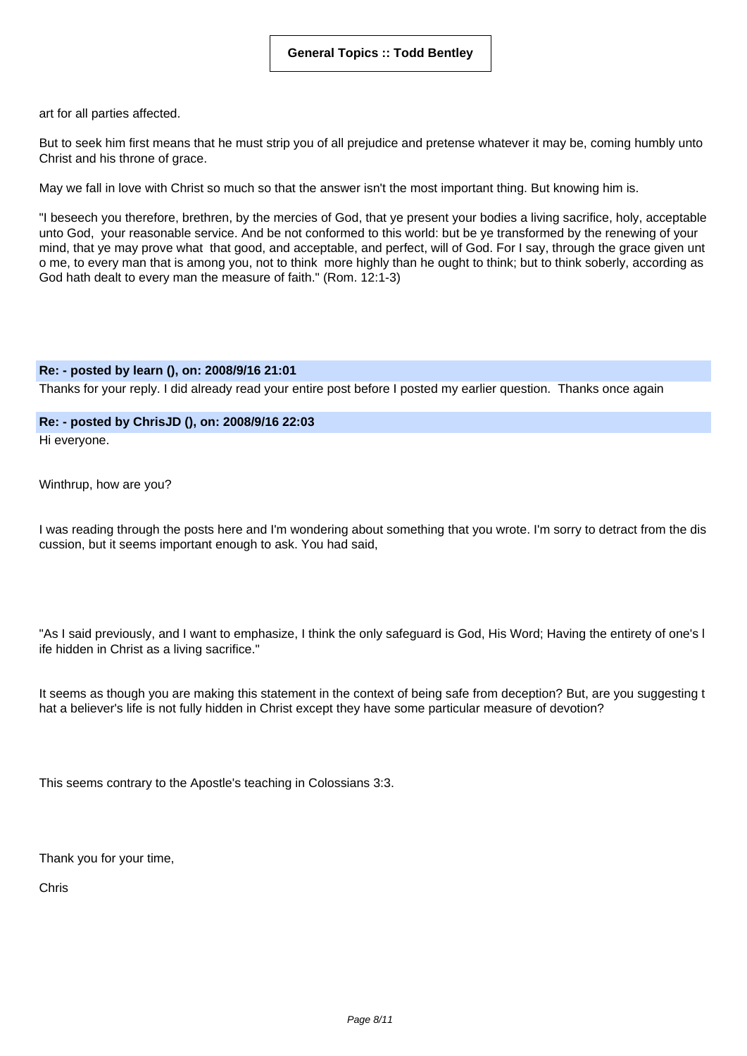art for all parties affected.

But to seek him first means that he must strip you of all prejudice and pretense whatever it may be, coming humbly unto Christ and his throne of grace.

May we fall in love with Christ so much so that the answer isn't the most important thing. But knowing him is.

"I beseech you therefore, brethren, by the mercies of God, that ye present your bodies a living sacrifice, holy, acceptable unto God, your reasonable service. And be not conformed to this world: but be ye transformed by the renewing of your mind, that ye may prove what that good, and acceptable, and perfect, will of God. For I say, through the grace given unto me, to every man that is among you, not to think more highly than he ought to think; but to think soberly, according as God hath dealt to every man the measure of faith." (Rom. 12:1-3)

**Re: - posted by learn (), on: 2008/9/16 21:01**

Thanks for your reply. I did already read your entire post before I posted my earlier question. Thanks once again

**Re: - posted by ChrisJD (), on: 2008/9/16 22:03**

Hi everyone.

Winthrup, how are you?

I was reading through the posts here and I'm wondering about something that you wrote. I'm sorry to detract from the discussion, but it seems important enough to ask. You had said,

"As I said previously, and I want to emphasize, I think the only safeguard is God, His Word; Having the entirety of one's life hidden in Christ as a living sacrifice."

It seems as though you are making this statement in the context of being safe from deception? But, are you suggesting that a believer's life is not fully hidden in Christ except they have some particular measure of devotion?

This seems contrary to the Apostle's teaching in Colossians 3:3.

Thank you for your time,

Chris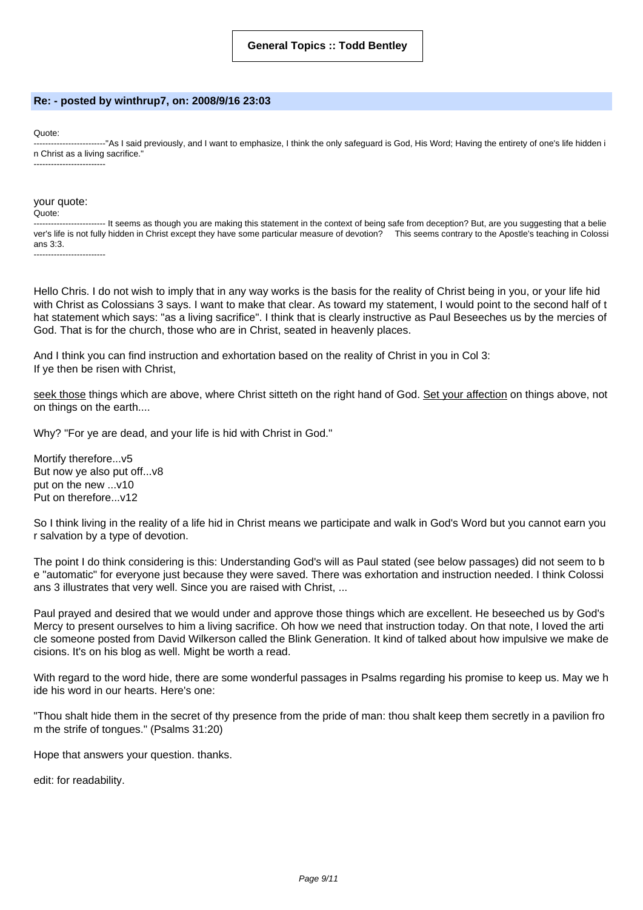**General Topics :: Todd Bentley**

**Re: - posted by winthrup7, on: 2008/9/16 23:03**

Quote:
-------------------------"As I said previously, and I want to emphasize, I think the only safeguard is God, His Word; Having the entirety of one's life hidden in Christ as a living sacrifice."
-------------------------

your quote:
Quote:
------------------------- It seems as though you are making this statement in the context of being safe from deception? But, are you suggesting that a believer's life is not fully hidden in Christ except they have some particular measure of devotion? This seems contrary to the Apostle's teaching in Colossians 3:3.
-------------------------

Hello Chris. I do not wish to imply that in any way works is the basis for the reality of Christ being in you, or your life hid with Christ as Colossians 3 says. I want to make that clear. As toward my statement, I would point to the second half of that statement which says: "as a living sacrifice". I think that is clearly instructive as Paul Beseeches us by the mercies of God. That is for the church, those who are in Christ, seated in heavenly places.

And I think you can find instruction and exhortation based on the reality of Christ in you in Col 3:
If ye then be risen with Christ,

<u>seek those</u> things which are above, where Christ sitteth on the right hand of God. <u>Set your affection</u> on things above, not on things on the earth....

Why? "For ye are dead, and your life is hid with Christ in God."

Mortify therefore...v5
But now ye also put off...v8
put on the new ...v10
Put on therefore...v12

So I think living in the reality of a life hid in Christ means we participate and walk in God's Word but you cannot earn your salvation by a type of devotion.

The point I do think considering is this: Understanding God's will as Paul stated (see below passages) did not seem to be "automatic" for everyone just because they were saved. There was exhortation and instruction needed. I think Colossians 3 illustrates that very well. Since you are raised with Christ, ...

Paul prayed and desired that we would under and approve those things which are excellent. He beseeched us by God's Mercy to present ourselves to him a living sacrifice. Oh how we need that instruction today. On that note, I loved the article someone posted from David Wilkerson called the Blink Generation. It kind of talked about how impulsive we make decisions. It's on his blog as well. Might be worth a read.

With regard to the word hide, there are some wonderful passages in Psalms regarding his promise to keep us. May we hide his word in our hearts. Here's one:

"Thou shalt hide them in the secret of thy presence from the pride of man: thou shalt keep them secretly in a pavilion from the strife of tongues." (Psalms 31:20)

Hope that answers your question. thanks.

edit: for readability.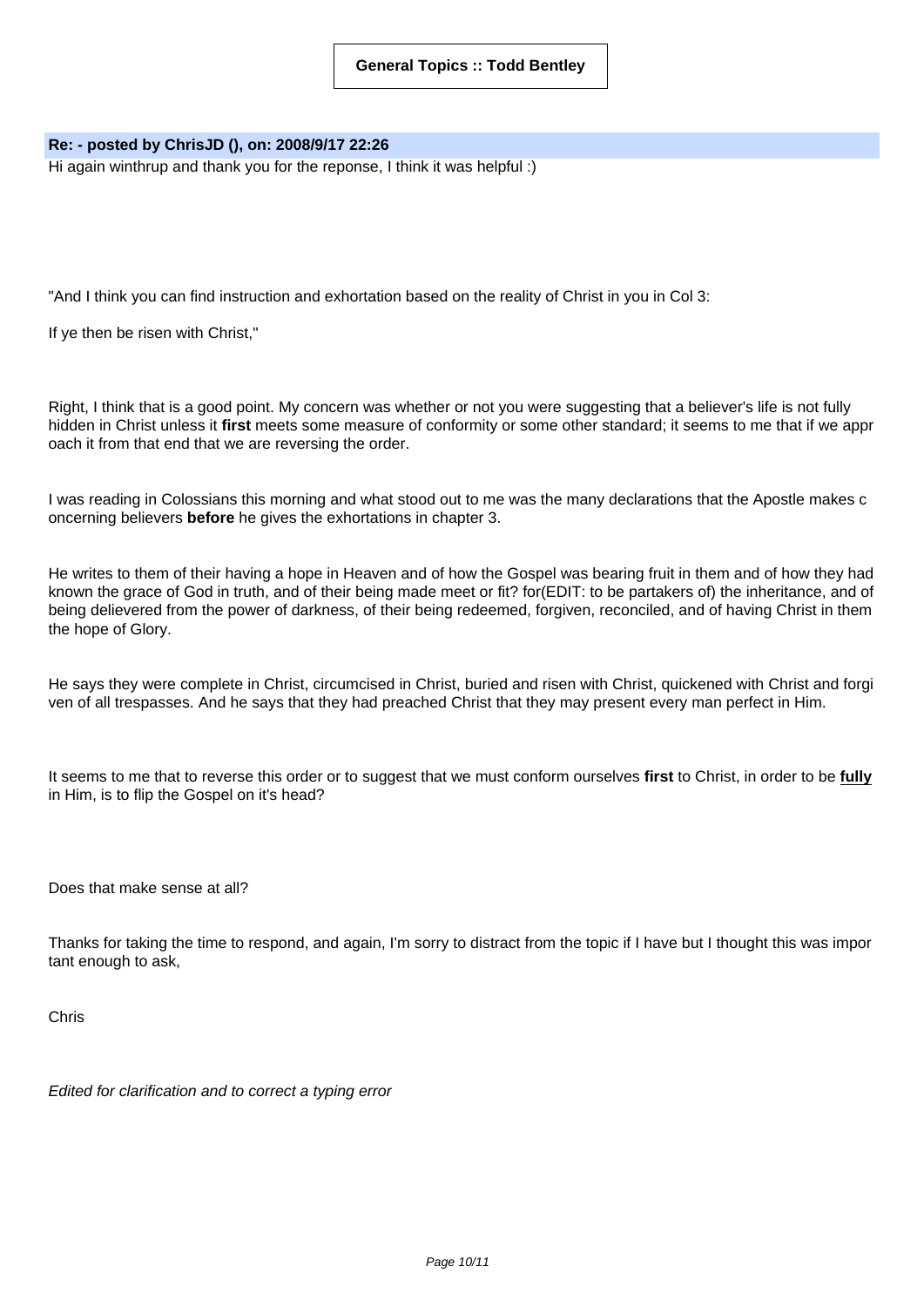**General Topics :: Todd Bentley**

**Re: - posted by ChrisJD (), on: 2008/9/17 22:26**

Hi again winthrup and thank you for the reponse, I think it was helpful :)

"And I think you can find instruction and exhortation based on the reality of Christ in you in Col 3:

If ye then be risen with Christ,"

Right, I think that is a good point. My concern was whether or not you were suggesting that a believer's life is not fully hidden in Christ unless it **first** meets some measure of conformity or some other standard; it seems to me that if we approach it from that end that we are reversing the order.

I was reading in Colossians this morning and what stood out to me was the many declarations that the Apostle makes concerning believers **before** he gives the exhortations in chapter 3.

He writes to them of their having a hope in Heaven and of how the Gospel was bearing fruit in them and of how they had known the grace of God in truth, and of their being made meet or fit? for(EDIT: to be partakers of) the inheritance, and of being delievered from the power of darkness, of their being redeemed, forgiven, reconciled, and of having Christ in them the hope of Glory.

He says they were complete in Christ, circumcised in Christ, buried and risen with Christ, quickened with Christ and forgiven of all trespasses. And he says that they had preached Christ that they may present every man perfect in Him.

It seems to me that to reverse this order or to suggest that we must conform ourselves **first** to Christ, in order to be **fully** in Him, is to flip the Gospel on it's head?

Does that make sense at all?

Thanks for taking the time to respond, and again, I'm sorry to distract from the topic if I have but I thought this was important enough to ask,

Chris

*Edited for clarification and to correct a typing error*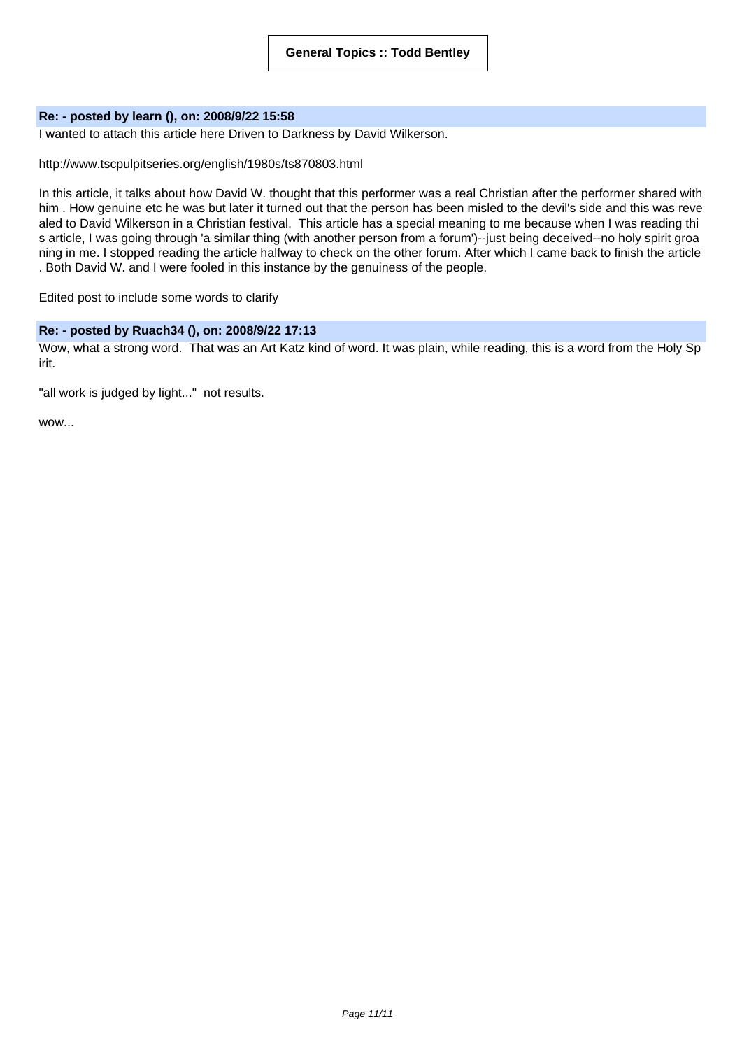**General Topics :: Todd Bentley**

**Re: - posted by learn (), on: 2008/9/22 15:58**

I wanted to attach this article here Driven to Darkness by David Wilkerson.

http://www.tscpulpitseries.org/english/1980s/ts870803.html

In this article, it talks about how David W. thought that this performer was a real Christian after the performer shared with him . How genuine etc he was but later it turned out that the person has been misled to the devil's side and this was revealed to David Wilkerson in a Christian festival. This article has a special meaning to me because when I was reading this article, I was going through 'a similar thing (with another person from a forum')--just being deceived--no holy spirit groaning in me. I stopped reading the article halfway to check on the other forum. After which I came back to finish the article . Both David W. and I were fooled in this instance by the genuiness of the people.

Edited post to include some words to clarify

**Re: - posted by Ruach34 (), on: 2008/9/22 17:13**

Wow, what a strong word. That was an Art Katz kind of word. It was plain, while reading, this is a word from the Holy Spirit.

"all work is judged by light..." not results.

wow...